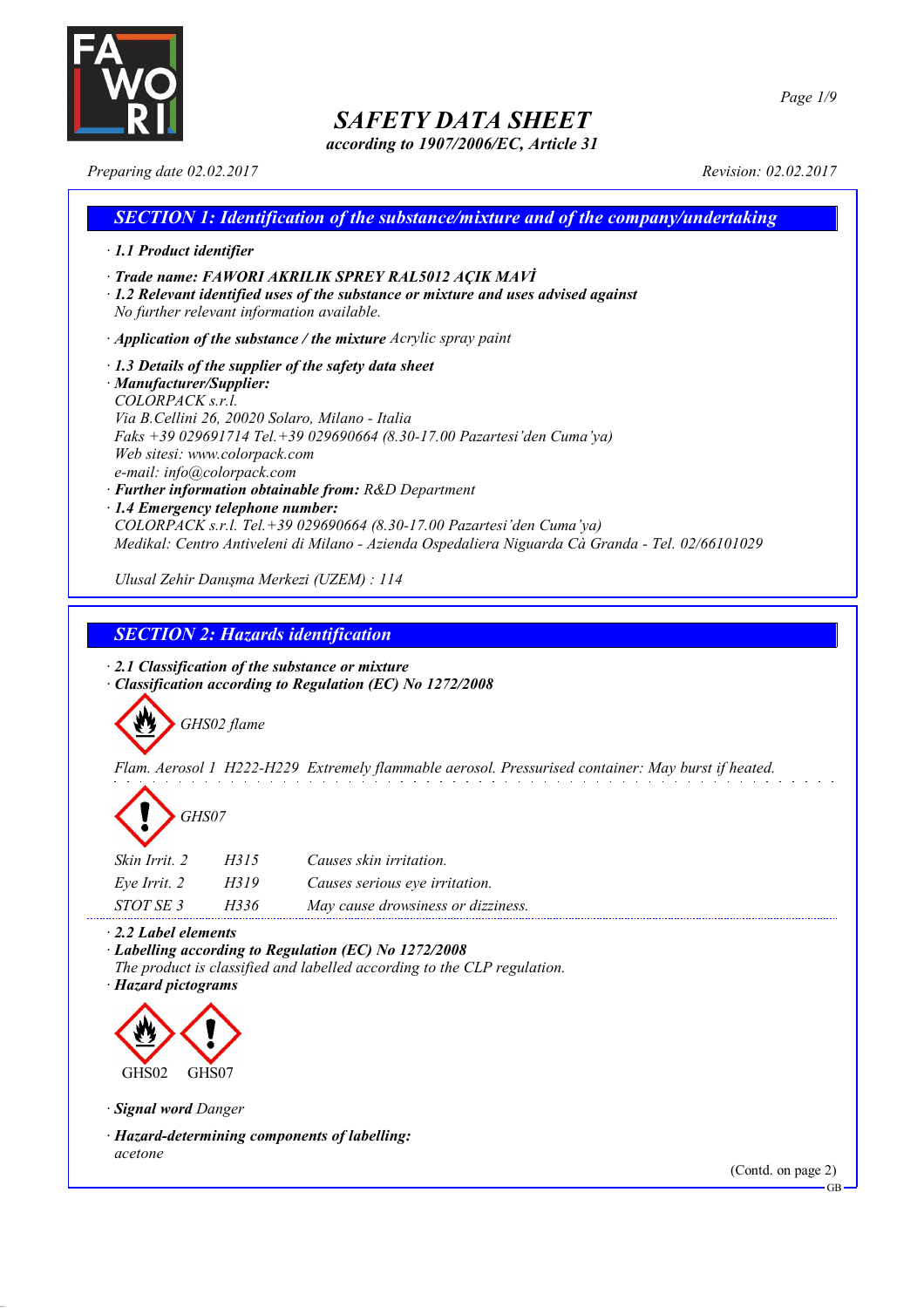# SAFETY DATA SHEET

*according to 1907/2006/EC, Article 31*

*Preparing date 02.02.2017* *Revision: 02.02.2017*

## SECTION 1: Identification of the substance/mixture and of the company/undertaking

· ***1.1 Product identifier***

· ***Trade name: FAWORI AKRILIK SPREY RAL5012 AÇIK MAVİ***

· ***1.2 Relevant identified uses of the substance or mixture and uses advised against***
*No further relevant information available.*

· ***Application of the substance / the mixture*** *Acrylic spray paint*

· ***1.3 Details of the supplier of the safety data sheet***

· ***Manufacturer/Supplier:***
*COLORPACK s.r.l.*
*Via B.Cellini 26, 20020 Solaro, Milano - Italia*
*Faks +39 029691714 Tel.+39 029690664 (8.30-17.00 Pazartesi'den Cuma'ya)*
*Web sitesi: www.colorpack.com*
*e-mail: info@colorpack.com*

· ***Further information obtainable from:*** *R&D Department*

· ***1.4 Emergency telephone number:***
*COLORPACK s.r.l. Tel.+39 029690664 (8.30-17.00 Pazartesi'den Cuma'ya)*
*Medikal: Centro Antiveleni di Milano - Azienda Ospedaliera Niguarda Cà Granda - Tel. 02/66101029*

*Ulusal Zehir Danışma Merkezi (UZEM) : 114*

## SECTION 2: Hazards identification

· ***2.1 Classification of the substance or mixture***

· ***Classification according to Regulation (EC) No 1272/2008***

*GHS02 flame*

*Flam. Aerosol 1 H222-H229 Extremely flammable aerosol. Pressurised container: May burst if heated.*

*GHS07*

| | | |
|---|---|---|
| *Skin Irrit. 2* | *H315* | *Causes skin irritation.* |
| *Eye Irrit. 2* | *H319* | *Causes serious eye irritation.* |
| *STOT SE 3* | *H336* | *May cause drowsiness or dizziness.* |

· ***2.2 Label elements***

· ***Labelling according to Regulation (EC) No 1272/2008***
*The product is classified and labelled according to the CLP regulation.*

· ***Hazard pictograms***

GHS02 GHS07

· ***Signal word*** *Danger*

· ***Hazard-determining components of labelling:***
*acetone*

(Contd. on page 2)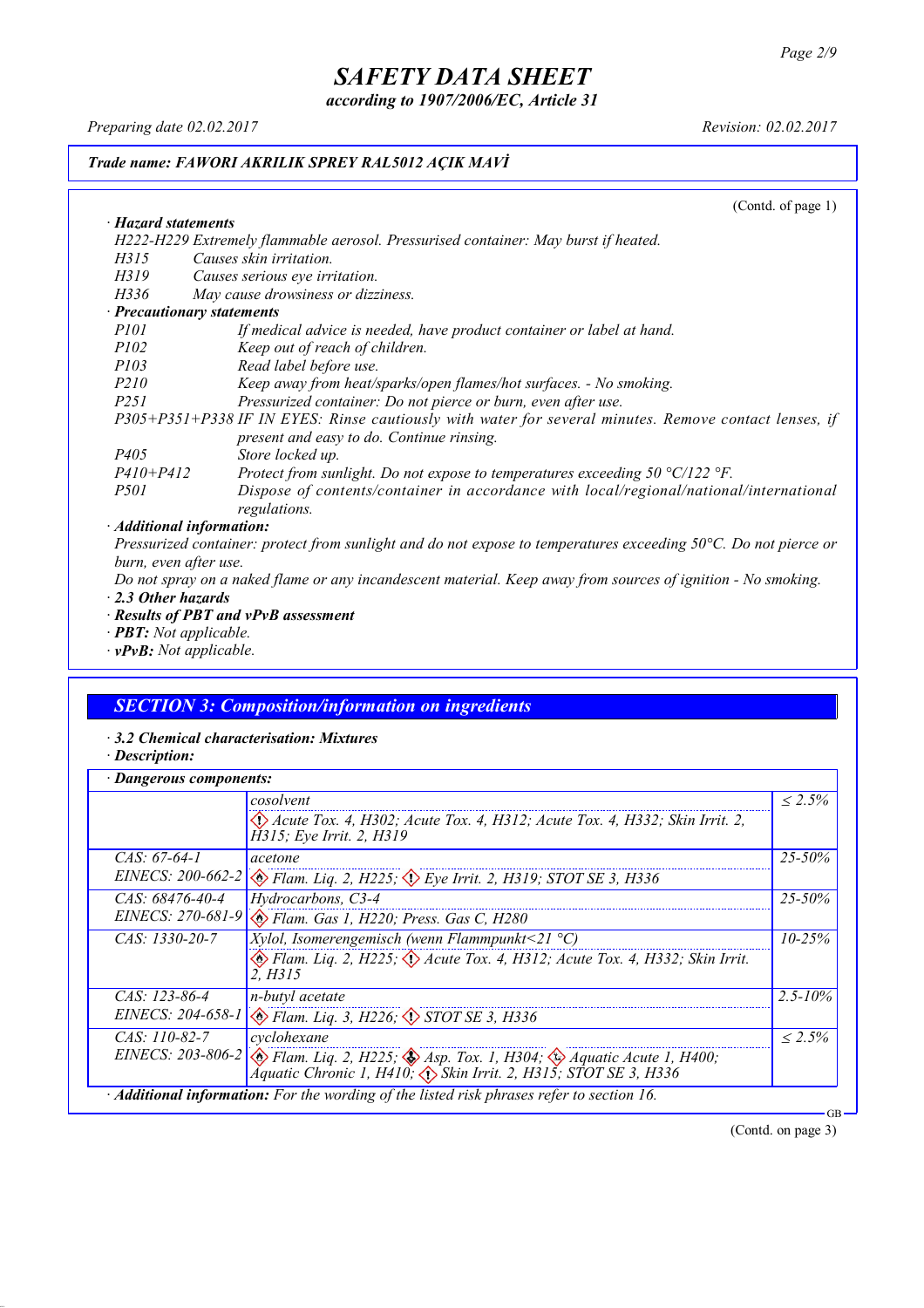Trade name: FAWORI AKRILIK SPREY RAL5012 AÇIK MAVİ

(Contd. of page 1)

· **Hazard statements**

H222-H229 Extremely flammable aerosol. Pressurised container: May burst if heated.

H315 Causes skin irritation.

H319 Causes serious eye irritation.

H336 May cause drowsiness or dizziness.

· **Precautionary statements**

P101 If medical advice is needed, have product container or label at hand.

P102 Keep out of reach of children.

P103 Read label before use.

P210 Keep away from heat/sparks/open flames/hot surfaces. - No smoking.

P251 Pressurized container: Do not pierce or burn, even after use.

P305+P351+P338 IF IN EYES: Rinse cautiously with water for several minutes. Remove contact lenses, if present and easy to do. Continue rinsing.

P405 Store locked up.

P410+P412 Protect from sunlight. Do not expose to temperatures exceeding 50 °C/122 °F.

P501 Dispose of contents/container in accordance with local/regional/national/international regulations.

· **Additional information:**

Pressurized container: protect from sunlight and do not expose to temperatures exceeding 50°C. Do not pierce or burn, even after use.

Do not spray on a naked flame or any incandescent material. Keep away from sources of ignition - No smoking.

· **2.3 Other hazards**

· **Results of PBT and vPvB assessment**

· **PBT:** Not applicable.

· **vPvB:** Not applicable.

## SECTION 3: Composition/information on ingredients

· **3.2 Chemical characterisation: Mixtures**

· **Description:**

· **Dangerous components:**

| | | |
|---|---|---|
| | cosolvent<br>Acute Tox. 4, H302; Acute Tox. 4, H312; Acute Tox. 4, H332; Skin Irrit. 2, H315; Eye Irrit. 2, H319 | ≤ 2.5% |
| CAS: 67-64-1<br>EINECS: 200-662-2 | acetone<br>Flam. Liq. 2, H225; Eye Irrit. 2, H319; STOT SE 3, H336 | 25-50% |
| CAS: 68476-40-4<br>EINECS: 270-681-9 | Hydrocarbons, C3-4<br>Flam. Gas 1, H220; Press. Gas C, H280 | 25-50% |
| CAS: 1330-20-7 | Xylol, Isomerengemisch (wenn Flammpunkt<21 °C)<br>Flam. Liq. 2, H225; Acute Tox. 4, H312; Acute Tox. 4, H332; Skin Irrit. 2, H315 | 10-25% |
| CAS: 123-86-4<br>EINECS: 204-658-1 | n-butyl acetate<br>Flam. Liq. 3, H226; STOT SE 3, H336 | 2.5-10% |
| CAS: 110-82-7<br>EINECS: 203-806-2 | cyclohexane<br>Flam. Liq. 2, H225; Asp. Tox. 1, H304; Aquatic Acute 1, H400; Aquatic Chronic 1, H410; Skin Irrit. 2, H315; STOT SE 3, H336 | ≤ 2.5% |

· **Additional information:** For the wording of the listed risk phrases refer to section 16.

(Contd. on page 3)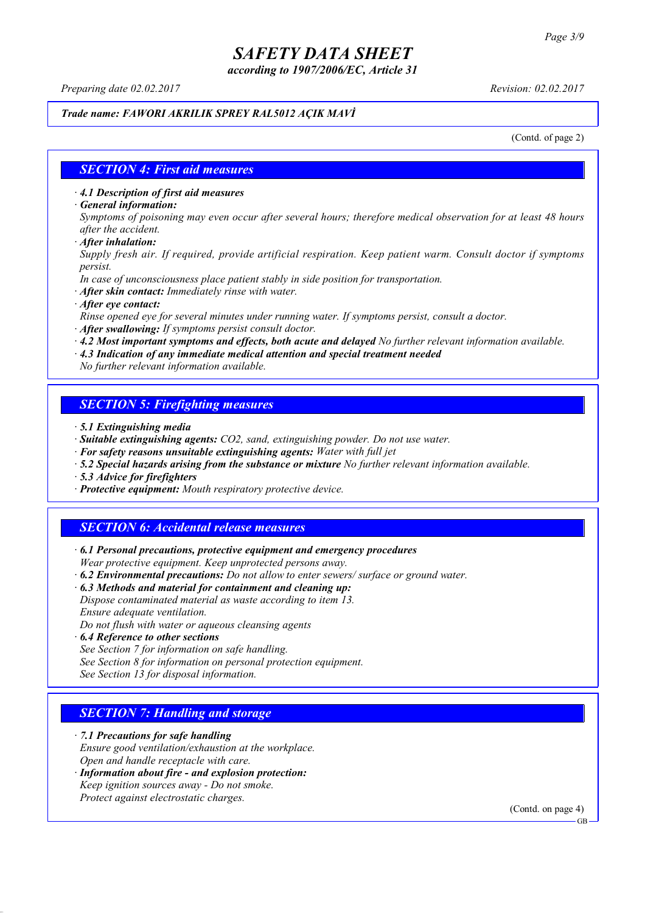# SAFETY DATA SHEET

*according to 1907/2006/EC, Article 31*

*Preparing date 02.02.2017* *Revision: 02.02.2017*

***Trade name: FAWORI AKRILIK SPREY RAL5012 AÇIK MAVİ***

(Contd. of page 2)

## SECTION 4: First aid measures

· ***4.1 Description of first aid measures***

· ***General information:***
*Symptoms of poisoning may even occur after several hours; therefore medical observation for at least 48 hours after the accident.*

· ***After inhalation:***
*Supply fresh air. If required, provide artificial respiration. Keep patient warm. Consult doctor if symptoms persist.*
*In case of unconsciousness place patient stably in side position for transportation.*

· ***After skin contact:*** *Immediately rinse with water.*

· ***After eye contact:***
*Rinse opened eye for several minutes under running water. If symptoms persist, consult a doctor.*

· ***After swallowing:*** *If symptoms persist consult doctor.*

· ***4.2 Most important symptoms and effects, both acute and delayed*** *No further relevant information available.*

· ***4.3 Indication of any immediate medical attention and special treatment needed***
*No further relevant information available.*

## SECTION 5: Firefighting measures

· ***5.1 Extinguishing media***

· ***Suitable extinguishing agents:*** *$CO_2$, sand, extinguishing powder. Do not use water.*

· ***For safety reasons unsuitable extinguishing agents:*** *Water with full jet*

· ***5.2 Special hazards arising from the substance or mixture*** *No further relevant information available.*

· ***5.3 Advice for firefighters***

· ***Protective equipment:*** *Mouth respiratory protective device.*

## SECTION 6: Accidental release measures

· ***6.1 Personal precautions, protective equipment and emergency procedures***
*Wear protective equipment. Keep unprotected persons away.*

· ***6.2 Environmental precautions:*** *Do not allow to enter sewers/ surface or ground water.*

· ***6.3 Methods and material for containment and cleaning up:***
*Dispose contaminated material as waste according to item 13.*
*Ensure adequate ventilation.*
*Do not flush with water or aqueous cleansing agents*

· ***6.4 Reference to other sections***
*See Section 7 for information on safe handling.*
*See Section 8 for information on personal protection equipment.*
*See Section 13 for disposal information.*

## SECTION 7: Handling and storage

· ***7.1 Precautions for safe handling***
*Ensure good ventilation/exhaustion at the workplace.*
*Open and handle receptacle with care.*

· ***Information about fire - and explosion protection:***
*Keep ignition sources away - Do not smoke.*
*Protect against electrostatic charges.*

(Contd. on page 4)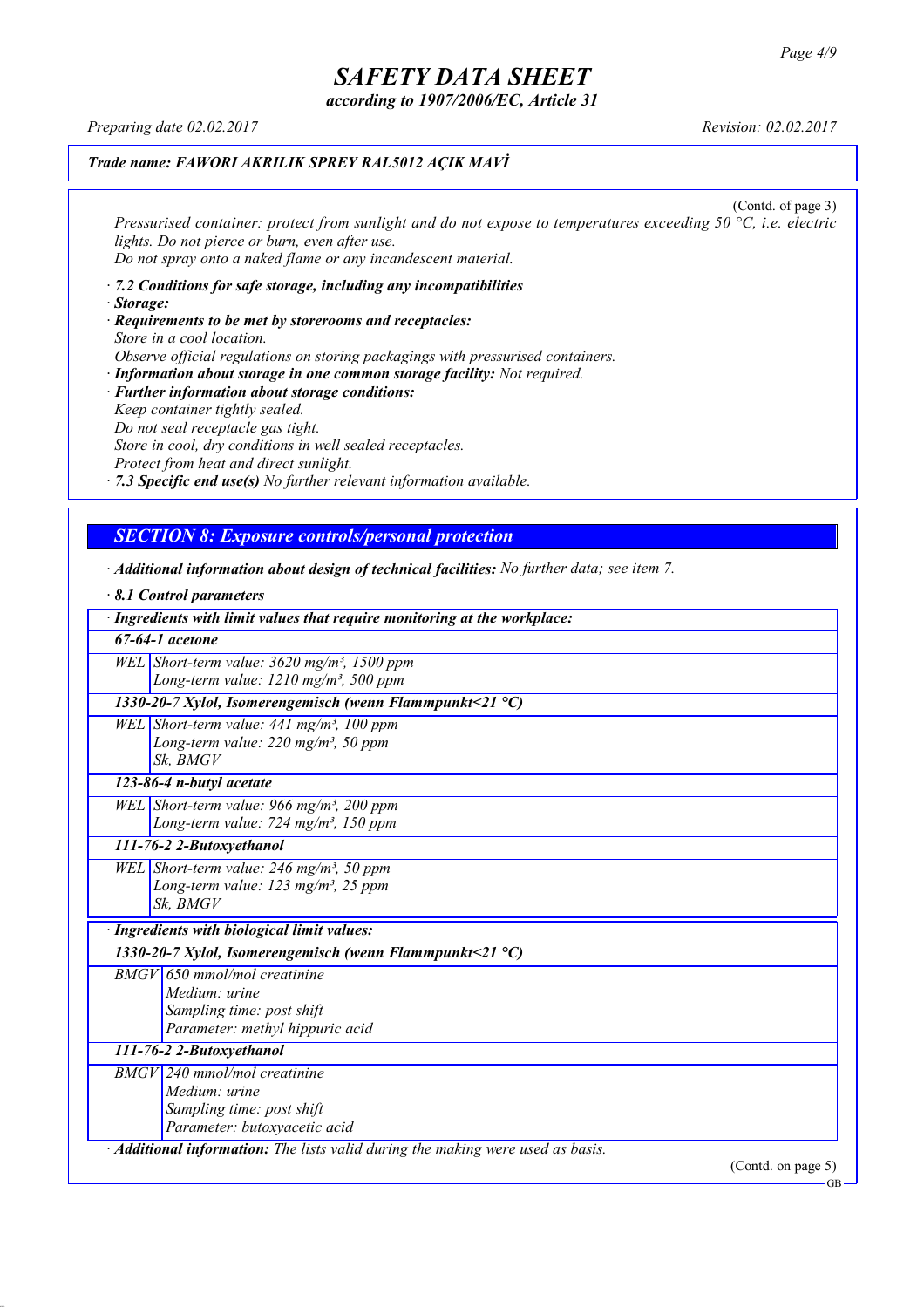(Contd. of page 3)

*Pressurised container: protect from sunlight and do not expose to temperatures exceeding 50 °C, i.e. electric lights. Do not pierce or burn, even after use.*
*Do not spray onto a naked flame or any incandescent material.*

· ***7.2 Conditions for safe storage, including any incompatibilities***
· ***Storage:***
· ***Requirements to be met by storerooms and receptacles:***
*Store in a cool location.*
*Observe official regulations on storing packagings with pressurised containers.*
· ***Information about storage in one common storage facility:*** *Not required.*
· ***Further information about storage conditions:***
*Keep container tightly sealed.*
*Do not seal receptacle gas tight.*
*Store in cool, dry conditions in well sealed receptacles.*
*Protect from heat and direct sunlight.*
· ***7.3 Specific end use(s)*** *No further relevant information available.*

## SECTION 8: Exposure controls/personal protection

· ***Additional information about design of technical facilities:*** *No further data; see item 7.*

· ***8.1 Control parameters***

| · ***Ingredients with limit values that require monitoring at the workplace:*** | |
|---|---|
| ***67-64-1 acetone*** | |
| WEL | Short-term value: 3620 mg/m³, 1500 ppm<br>Long-term value: 1210 mg/m³, 500 ppm |
| ***1330-20-7 Xylol, Isomerengemisch (wenn Flammpunkt<21 °C)*** | |
| WEL | Short-term value: 441 mg/m³, 100 ppm<br>Long-term value: 220 mg/m³, 50 ppm<br>Sk, BMGV |
| ***123-86-4 n-butyl acetate*** | |
| WEL | Short-term value: 966 mg/m³, 200 ppm<br>Long-term value: 724 mg/m³, 150 ppm |
| ***111-76-2 2-Butoxyethanol*** | |
| WEL | Short-term value: 246 mg/m³, 50 ppm<br>Long-term value: 123 mg/m³, 25 ppm<br>Sk, BMGV |

| · ***Ingredients with biological limit values:*** | |
|---|---|
| ***1330-20-7 Xylol, Isomerengemisch (wenn Flammpunkt<21 °C)*** | |
| BMGV | 650 mmol/mol creatinine<br>Medium: urine<br>Sampling time: post shift<br>Parameter: methyl hippuric acid |
| ***111-76-2 2-Butoxyethanol*** | |
| BMGV | 240 mmol/mol creatinine<br>Medium: urine<br>Sampling time: post shift<br>Parameter: butoxyacetic acid |

· ***Additional information:*** *The lists valid during the making were used as basis.*

(Contd. on page 5)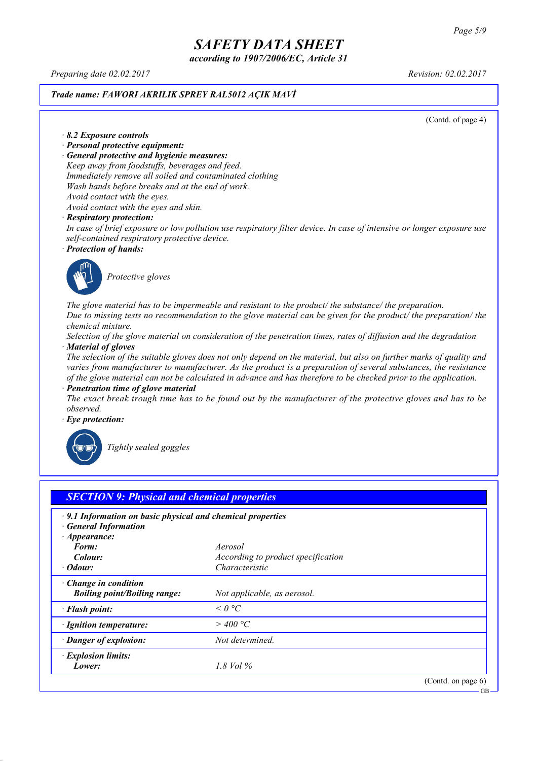*Trade name: FAWORI AKRILIK SPREY RAL5012 AÇIK MAVİ*

(Contd. of page 4)

· ***8.2 Exposure controls***
· ***Personal protective equipment:***
· ***General protective and hygienic measures:***
*Keep away from foodstuffs, beverages and feed.*
*Immediately remove all soiled and contaminated clothing*
*Wash hands before breaks and at the end of work.*
*Avoid contact with the eyes.*
*Avoid contact with the eyes and skin.*
· ***Respiratory protection:***
*In case of brief exposure or low pollution use respiratory filter device. In case of intensive or longer exposure use self-contained respiratory protective device.*
· ***Protection of hands:***

*Protective gloves*

*The glove material has to be impermeable and resistant to the product/ the substance/ the preparation.*
*Due to missing tests no recommendation to the glove material can be given for the product/ the preparation/ the chemical mixture.*
*Selection of the glove material on consideration of the penetration times, rates of diffusion and the degradation*
· ***Material of gloves***
*The selection of the suitable gloves does not only depend on the material, but also on further marks of quality and varies from manufacturer to manufacturer. As the product is a preparation of several substances, the resistance of the glove material can not be calculated in advance and has therefore to be checked prior to the application.*
· ***Penetration time of glove material***
*The exact break trough time has to be found out by the manufacturer of the protective gloves and has to be observed.*
· ***Eye protection:***

*Tightly sealed goggles*

## *SECTION 9: Physical and chemical properties*

· ***9.1 Information on basic physical and chemical properties***
· ***General Information***

| | |
|---|---|
| · ***Appearance:*** | |
| ***Form:*** | *Aerosol* |
| ***Colour:*** | *According to product specification* |
| · ***Odour:*** | *Characteristic* |
| · ***Change in condition*** | |
| ***Boiling point/Boiling range:*** | *Not applicable, as aerosol.* |
| · ***Flash point:*** | *< 0 °C* |
| · ***Ignition temperature:*** | *> 400 °C* |
| · ***Danger of explosion:*** | *Not determined.* |
| · ***Explosion limits:*** | |
| ***Lower:*** | *1.8 Vol %* |

(Contd. on page 6)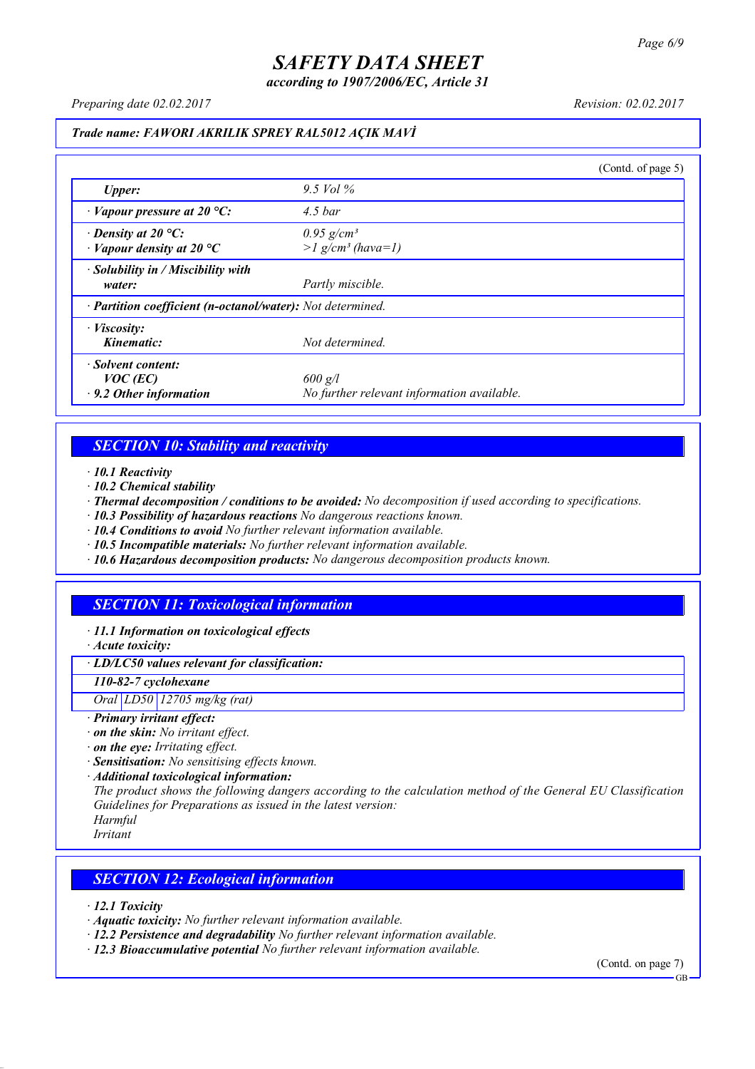**Trade name: FAWORI AKRILIK SPREY RAL5012 AÇIK MAVİ**

(Contd. of page 5)

| | |
|---|---|
| ***Upper:*** | *9.5 Vol %* |
| · ***Vapour pressure at 20 °C:*** | *4.5 bar* |
| · ***Density at 20 °C:*** | *0.95 g/cm³* |
| · ***Vapour density at 20 °C*** | *>1 g/cm³ (hava=1)* |
| · ***Solubility in / Miscibility with water:*** | *Partly miscible.* |
| · ***Partition coefficient (n-octanol/water):*** | *Not determined.* |
| · ***Viscosity:*** | |
| ***Kinematic:*** | *Not determined.* |
| · ***Solvent content:*** | |
| ***VOC (EC)*** | *600 g/l* |
| · ***9.2 Other information*** | *No further relevant information available.* |

## SECTION 10: Stability and reactivity

· ***10.1 Reactivity***
· ***10.2 Chemical stability***
· ***Thermal decomposition / conditions to be avoided:*** *No decomposition if used according to specifications.*
· ***10.3 Possibility of hazardous reactions*** *No dangerous reactions known.*
· ***10.4 Conditions to avoid*** *No further relevant information available.*
· ***10.5 Incompatible materials:*** *No further relevant information available.*
· ***10.6 Hazardous decomposition products:*** *No dangerous decomposition products known.*

## SECTION 11: Toxicological information

· ***11.1 Information on toxicological effects***
· ***Acute toxicity:***

| · ***LD/LC50 values relevant for classification:*** | | |
|---|---|---|
| ***110-82-7 cyclohexane*** | | |
| *Oral* | *LD50* | *12705 mg/kg (rat)* |

· ***Primary irritant effect:***
· ***on the skin:*** *No irritant effect.*
· ***on the eye:*** *Irritating effect.*
· ***Sensitisation:*** *No sensitising effects known.*
· ***Additional toxicological information:***
*The product shows the following dangers according to the calculation method of the General EU Classification Guidelines for Preparations as issued in the latest version:*
*Harmful*
*Irritant*

## SECTION 12: Ecological information

· ***12.1 Toxicity***
· ***Aquatic toxicity:*** *No further relevant information available.*
· ***12.2 Persistence and degradability*** *No further relevant information available.*
· ***12.3 Bioaccumulative potential*** *No further relevant information available.*

(Contd. on page 7)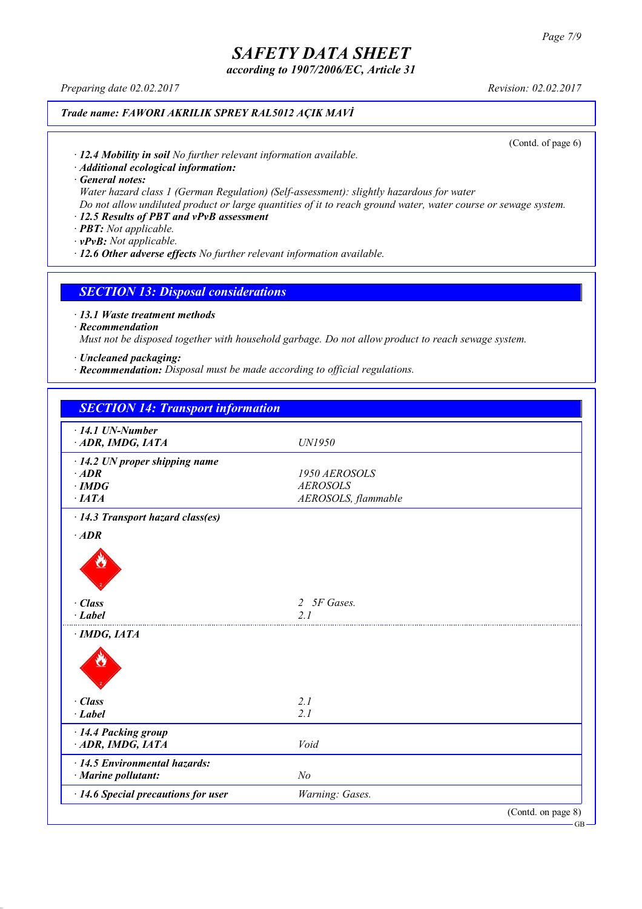**Trade name: FAWORI AKRILIK SPREY RAL5012 AÇIK MAVİ**

(Contd. of page 6)

· **12.4 Mobility in soil** No further relevant information available.
· **Additional ecological information:**
· **General notes:**
Water hazard class 1 (German Regulation) (Self-assessment): slightly hazardous for water
Do not allow undiluted product or large quantities of it to reach ground water, water course or sewage system.
· **12.5 Results of PBT and vPvB assessment**
· **PBT:** Not applicable.
· **vPvB:** Not applicable.
· **12.6 Other adverse effects** No further relevant information available.

## SECTION 13: Disposal considerations

· **13.1 Waste treatment methods**
· **Recommendation**
Must not be disposed together with household garbage. Do not allow product to reach sewage system.

· **Uncleaned packaging:**
· **Recommendation:** Disposal must be made according to official regulations.

## SECTION 14: Transport information

| | |
|---|---|
| · **14.1 UN-Number** | |
| · **ADR, IMDG, IATA** | UN1950 |
| · **14.2 UN proper shipping name** | |
| · **ADR** | 1950 AEROSOLS |
| · **IMDG** | AEROSOLS |
| · **IATA** | AEROSOLS, flammable |
| · **14.3 Transport hazard class(es)** | |
| · **ADR** | |
| · **Class** | 2 5F Gases. |
| · **Label** | 2.1 |
| · **IMDG, IATA** | |
| · **Class** | 2.1 |
| · **Label** | 2.1 |
| · **14.4 Packing group** | |
| · **ADR, IMDG, IATA** | Void |
| · **14.5 Environmental hazards:** | |
| · **Marine pollutant:** | No |
| · **14.6 Special precautions for user** | Warning: Gases. |

(Contd. on page 8)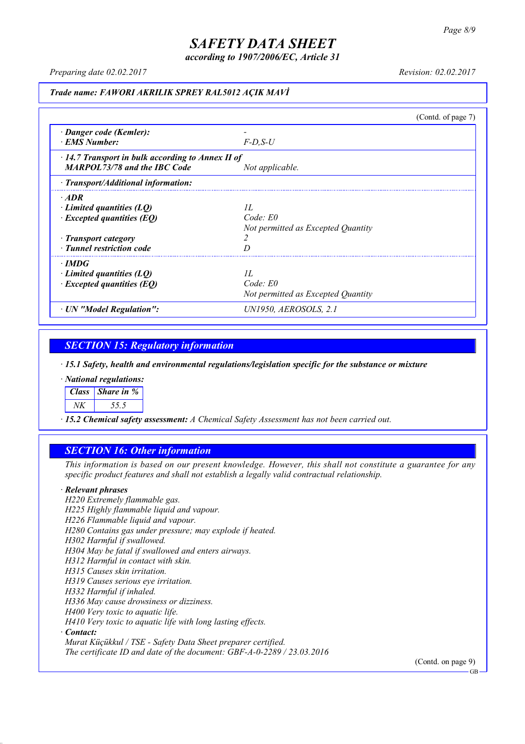**SAFETY DATA SHEET**

*according to 1907/2006/EC, Article 31*

Preparing date 02.02.2017 Revision: 02.02.2017

**Trade name: FAWORI AKRILIK SPREY RAL5012 AÇIK MAVİ**

(Contd. of page 7)

· **Danger code (Kemler):** -
· **EMS Number:** F-D,S-U

· **14.7 Transport in bulk according to Annex II of MARPOL73/78 and the IBC Code** Not applicable.

· **Transport/Additional information:**

· **ADR**
· **Limited quantities (LQ)** 1L
· **Excepted quantities (EQ)** Code: E0
Not permitted as Excepted Quantity
· **Transport category** 2
· **Tunnel restriction code** D

· **IMDG**
· **Limited quantities (LQ)** 1L
· **Excepted quantities (EQ)** Code: E0
Not permitted as Excepted Quantity

· **UN "Model Regulation":** UN1950, AEROSOLS, 2.1

## SECTION 15: Regulatory information

· **15.1 Safety, health and environmental regulations/legislation specific for the substance or mixture**

· **National regulations:**

| Class | Share in % |
|---|---|
| NK | 55.5 |

· **15.2 Chemical safety assessment:** A Chemical Safety Assessment has not been carried out.

## SECTION 16: Other information

This information is based on our present knowledge. However, this shall not constitute a guarantee for any specific product features and shall not establish a legally valid contractual relationship.

· **Relevant phrases**

H220 Extremely flammable gas.
H225 Highly flammable liquid and vapour.
H226 Flammable liquid and vapour.
H280 Contains gas under pressure; may explode if heated.
H302 Harmful if swallowed.
H304 May be fatal if swallowed and enters airways.
H312 Harmful in contact with skin.
H315 Causes skin irritation.
H319 Causes serious eye irritation.
H332 Harmful if inhaled.
H336 May cause drowsiness or dizziness.
H400 Very toxic to aquatic life.
H410 Very toxic to aquatic life with long lasting effects.

· **Contact:**
Murat Küçükkul / TSE - Safety Data Sheet preparer certified.
The certificate ID and date of the document: GBF-A-0-2289 / 23.03.2016

(Contd. on page 9)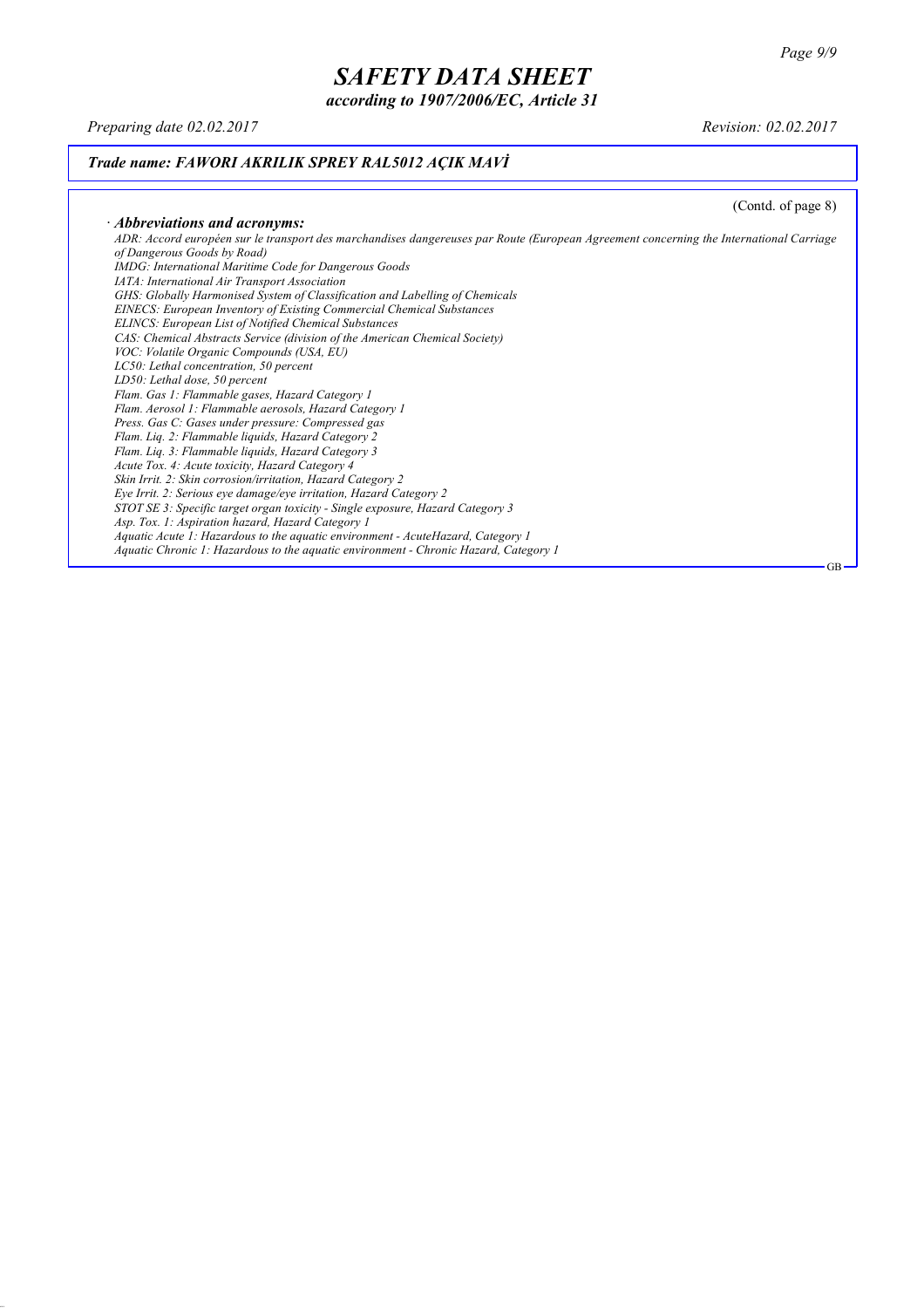*Trade name: FAWORI AKRILIK SPREY RAL5012 AÇIK MAVİ*

(Contd. of page 8)

· ***Abbreviations and acronyms:***

*ADR: Accord européen sur le transport des marchandises dangereuses par Route (European Agreement concerning the International Carriage of Dangerous Goods by Road)*
*IMDG: International Maritime Code for Dangerous Goods*
*IATA: International Air Transport Association*
*GHS: Globally Harmonised System of Classification and Labelling of Chemicals*
*EINECS: European Inventory of Existing Commercial Chemical Substances*
*ELINCS: European List of Notified Chemical Substances*
*CAS: Chemical Abstracts Service (division of the American Chemical Society)*
*VOC: Volatile Organic Compounds (USA, EU)*
*LC50: Lethal concentration, 50 percent*
*LD50: Lethal dose, 50 percent*
*Flam. Gas 1: Flammable gases, Hazard Category 1*
*Flam. Aerosol 1: Flammable aerosols, Hazard Category 1*
*Press. Gas C: Gases under pressure: Compressed gas*
*Flam. Liq. 2: Flammable liquids, Hazard Category 2*
*Flam. Liq. 3: Flammable liquids, Hazard Category 3*
*Acute Tox. 4: Acute toxicity, Hazard Category 4*
*Skin Irrit. 2: Skin corrosion/irritation, Hazard Category 2*
*Eye Irrit. 2: Serious eye damage/eye irritation, Hazard Category 2*
*STOT SE 3: Specific target organ toxicity - Single exposure, Hazard Category 3*
*Asp. Tox. 1: Aspiration hazard, Hazard Category 1*
*Aquatic Acute 1: Hazardous to the aquatic environment - AcuteHazard, Category 1*
*Aquatic Chronic 1: Hazardous to the aquatic environment - Chronic Hazard, Category 1*

GB